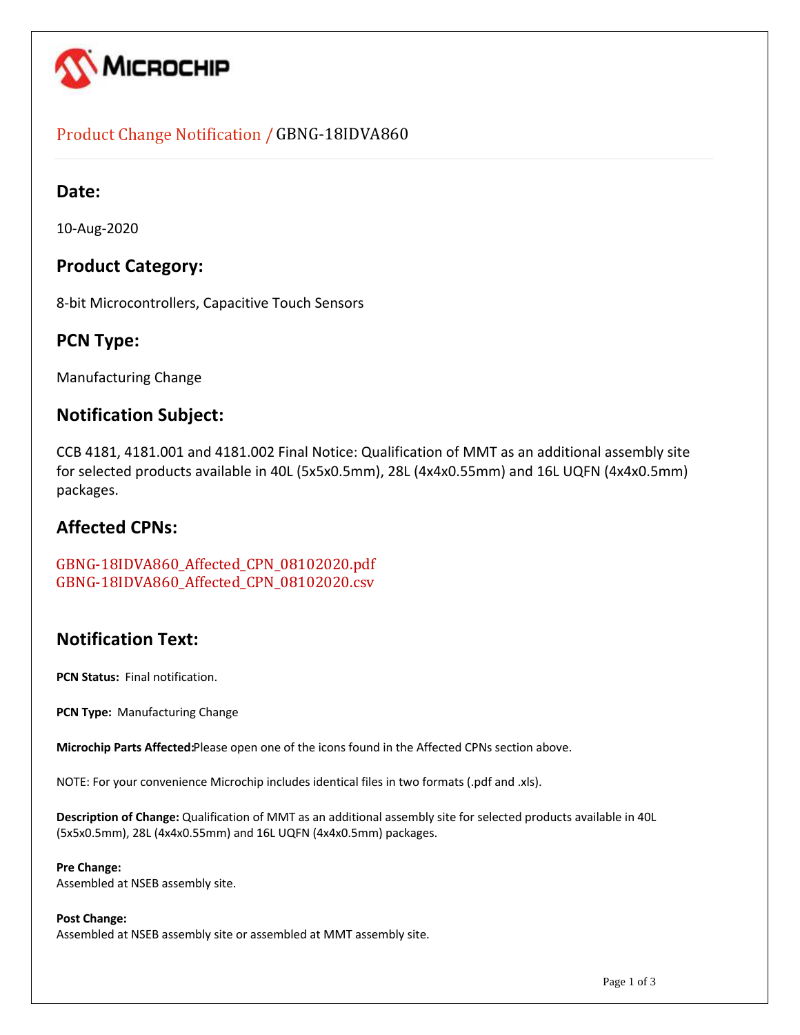# Product Change Notification / GBNG-18IDVA860

## Date:

10-Aug-2020

## Product Category:

8-bit Microcontrollers, Capacitive Touch Sensors

## PCN Type:

Manufacturing Change

## Notification Subject:

CCB 4181, 4181.001 and 4181.002 Final Notice: Qualification of MMT as an additional assembly site for selected products available in 40L (5x5x0.5mm), 28L (4x4x0.55mm) and 16L UQFN (4x4x0.5mm) packages.

## Affected CPNs:

GBNG-18IDVA860_Affected_CPN_08102020.pdf
GBNG-18IDVA860_Affected_CPN_08102020.csv

## Notification Text:

**PCN Status:** Final notification.

**PCN Type:** Manufacturing Change

**Microchip Parts Affected:**Please open one of the icons found in the Affected CPNs section above.

NOTE: For your convenience Microchip includes identical files in two formats (.pdf and .xls).

**Description of Change:** Qualification of MMT as an additional assembly site for selected products available in 40L (5x5x0.5mm), 28L (4x4x0.55mm) and 16L UQFN (4x4x0.5mm) packages.

**Pre Change:**
Assembled at NSEB assembly site.

**Post Change:**
Assembled at NSEB assembly site or assembled at MMT assembly site.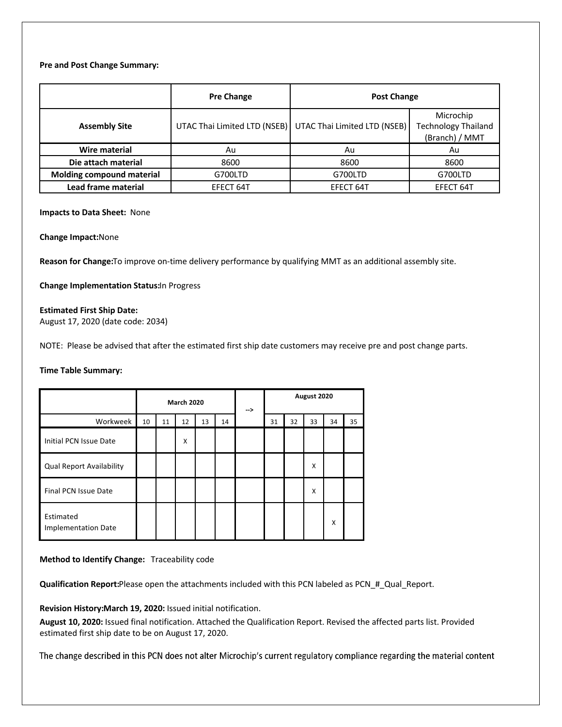**Pre and Post Change Summary:**

| | Pre Change | Post Change | |
|---|---|---|---|
| **Assembly Site** | UTAC Thai Limited LTD (NSEB) | UTAC Thai Limited LTD (NSEB) | Microchip Technology Thailand (Branch) / MMT |
| **Wire material** | Au | Au | Au |
| **Die attach material** | 8600 | 8600 | 8600 |
| **Molding compound material** | G700LTD | G700LTD | G700LTD |
| **Lead frame material** | EFECT 64T | EFECT 64T | EFECT 64T |

**Impacts to Data Sheet:** None

**Change Impact:**None

**Reason for Change:**To improve on-time delivery performance by qualifying MMT as an additional assembly site.

**Change Implementation Status:**In Progress

**Estimated First Ship Date:**
August 17, 2020 (date code: 2034)

NOTE: Please be advised that after the estimated first ship date customers may receive pre and post change parts.

**Time Table Summary:**

| | March 2020 | | | | | --> | August 2020 | | | | |
|---|---|---|---|---|---|---|---|---|---|---|---|
| Workweek | 10 | 11 | 12 | 13 | 14 | | 31 | 32 | 33 | 34 | 35 |
| Initial PCN Issue Date | | | X | | | | | | | | |
| Qual Report Availability | | | | | | | | | X | | |
| Final PCN Issue Date | | | | | | | | | X | | |
| Estimated Implementation Date | | | | | | | | | | X | |

**Method to Identify Change:** Traceability code

**Qualification Report:**Please open the attachments included with this PCN labeled as PCN_#_Qual_Report.

**Revision History:March 19, 2020:** Issued initial notification.

**August 10, 2020:** Issued final notification. Attached the Qualification Report. Revised the affected parts list. Provided estimated first ship date to be on August 17, 2020.

The change described in this PCN does not alter Microchip's current regulatory compliance regarding the material content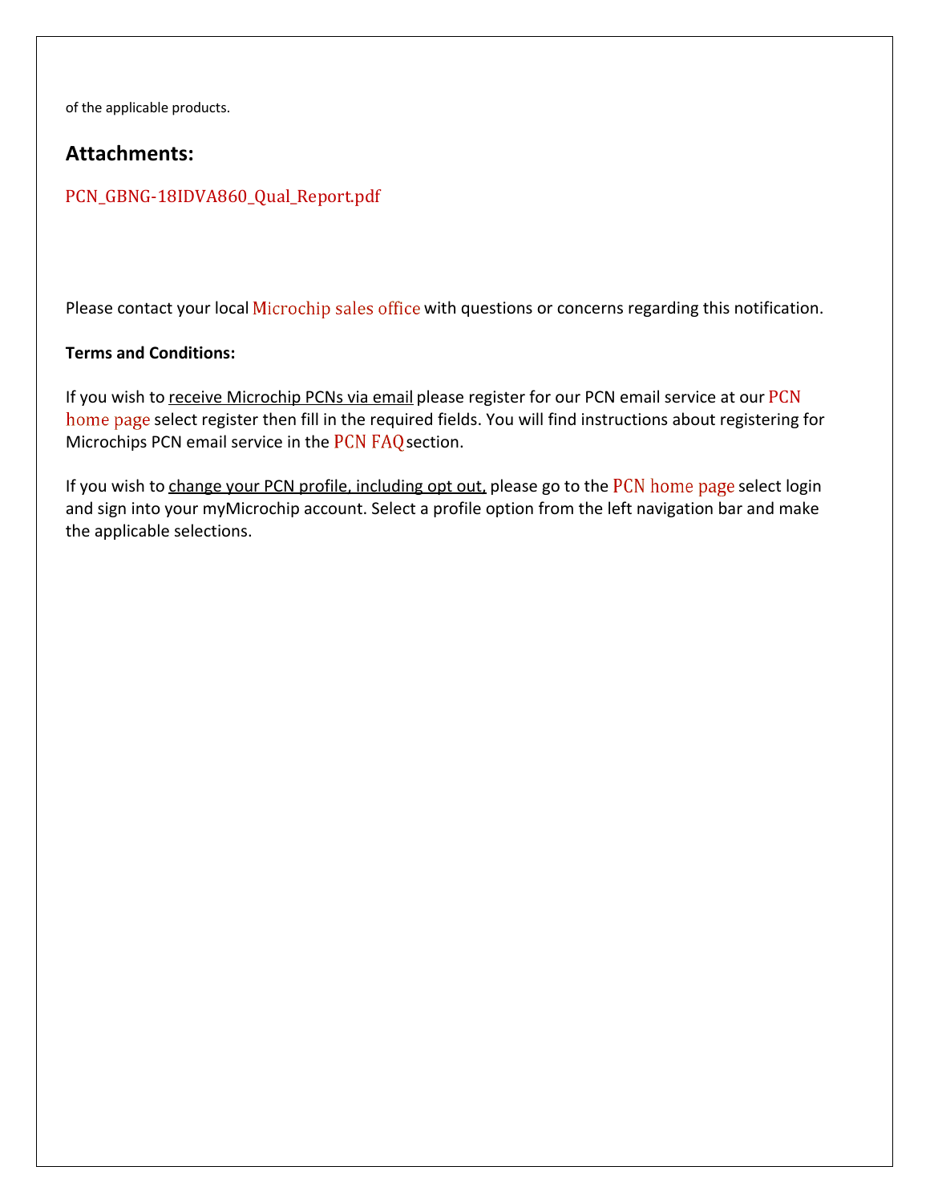of the applicable products.

## Attachments:

PCN_GBNG-18IDVA860_Qual_Report.pdf

Please contact your local Microchip sales office with questions or concerns regarding this notification.

**Terms and Conditions:**

If you wish to receive Microchip PCNs via email please register for our PCN email service at our PCN home page select register then fill in the required fields. You will find instructions about registering for Microchips PCN email service in the PCN FAQ section.

If you wish to change your PCN profile, including opt out, please go to the PCN home page select login and sign into your myMicrochip account. Select a profile option from the left navigation bar and make the applicable selections.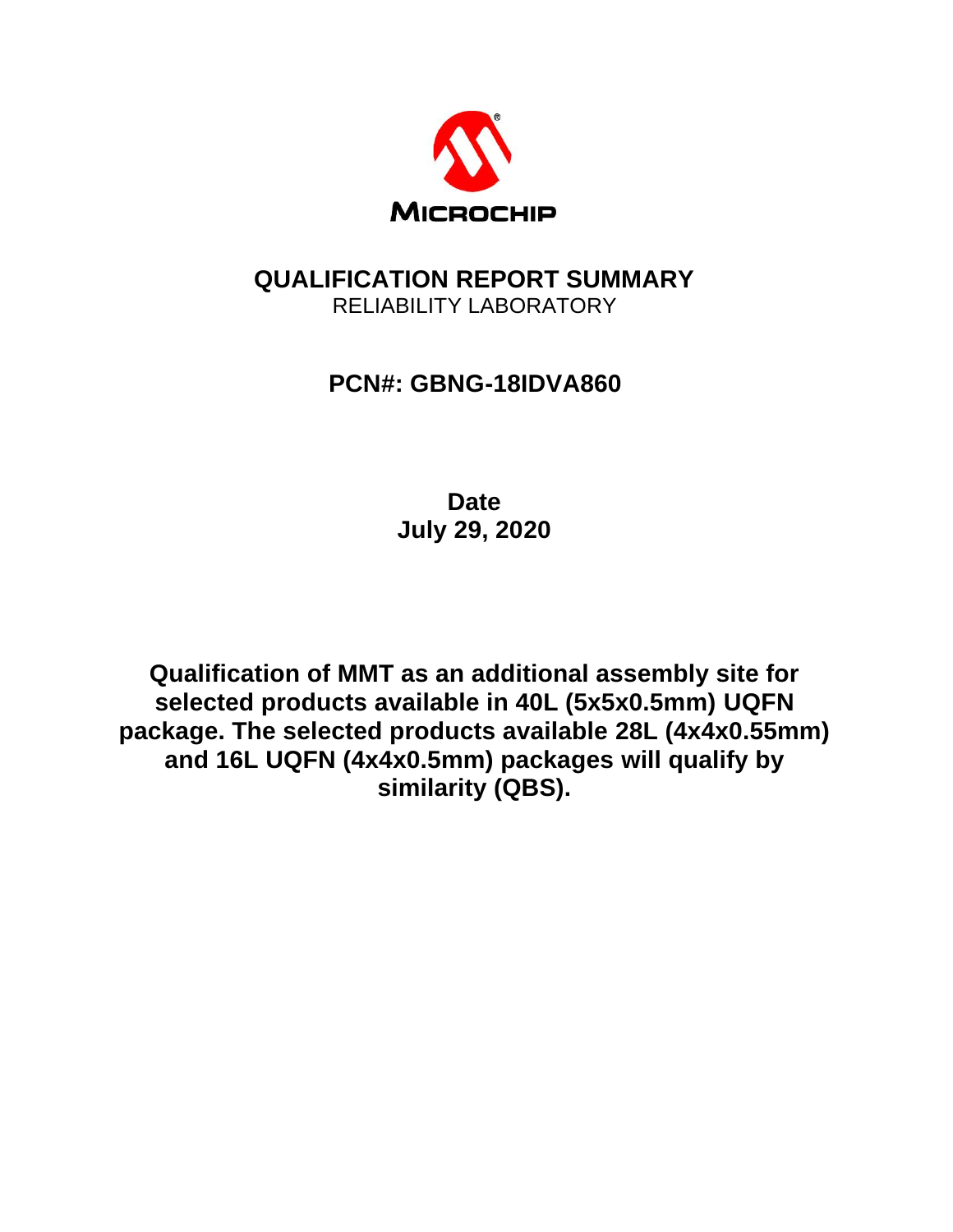# QUALIFICATION REPORT SUMMARY

RELIABILITY LABORATORY

## PCN#: GBNG-18IDVA860

**Date**

**July 29, 2020**

**Qualification of MMT as an additional assembly site for selected products available in 40L (5x5x0.5mm) UQFN package. The selected products available 28L (4x4x0.55mm) and 16L UQFN (4x4x0.5mm) packages will qualify by similarity (QBS).**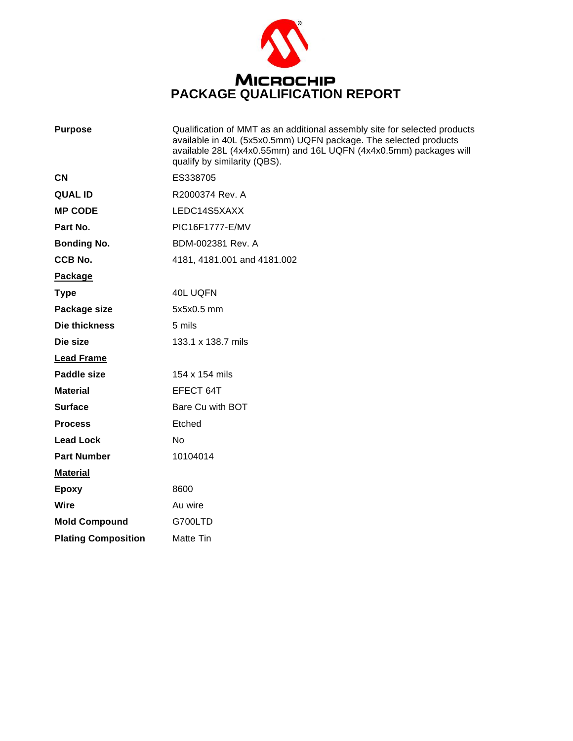# MICROCHIP
# PACKAGE QUALIFICATION REPORT

| | |
|---|---|
| **Purpose** | Qualification of MMT as an additional assembly site for selected products available in 40L (5x5x0.5mm) UQFN package. The selected products available 28L (4x4x0.55mm) and 16L UQFN (4x4x0.5mm) packages will qualify by similarity (QBS). |
| **CN** | ES338705 |
| **QUAL ID** | R2000374 Rev. A |
| **MP CODE** | LEDC14S5XAXX |
| **Part No.** | PIC16F1777-E/MV |
| **Bonding No.** | BDM-002381 Rev. A |
| **CCB No.** | 4181, 4181.001 and 4181.002 |
| **Package** | |
| **Type** | 40L UQFN |
| **Package size** | 5x5x0.5 mm |
| **Die thickness** | 5 mils |
| **Die size** | 133.1 x 138.7 mils |
| **Lead Frame** | |
| **Paddle size** | 154 x 154 mils |
| **Material** | EFECT 64T |
| **Surface** | Bare Cu with BOT |
| **Process** | Etched |
| **Lead Lock** | No |
| **Part Number** | 10104014 |
| **Material** | |
| **Epoxy** | 8600 |
| **Wire** | Au wire |
| **Mold Compound** | G700LTD |
| **Plating Composition** | Matte Tin |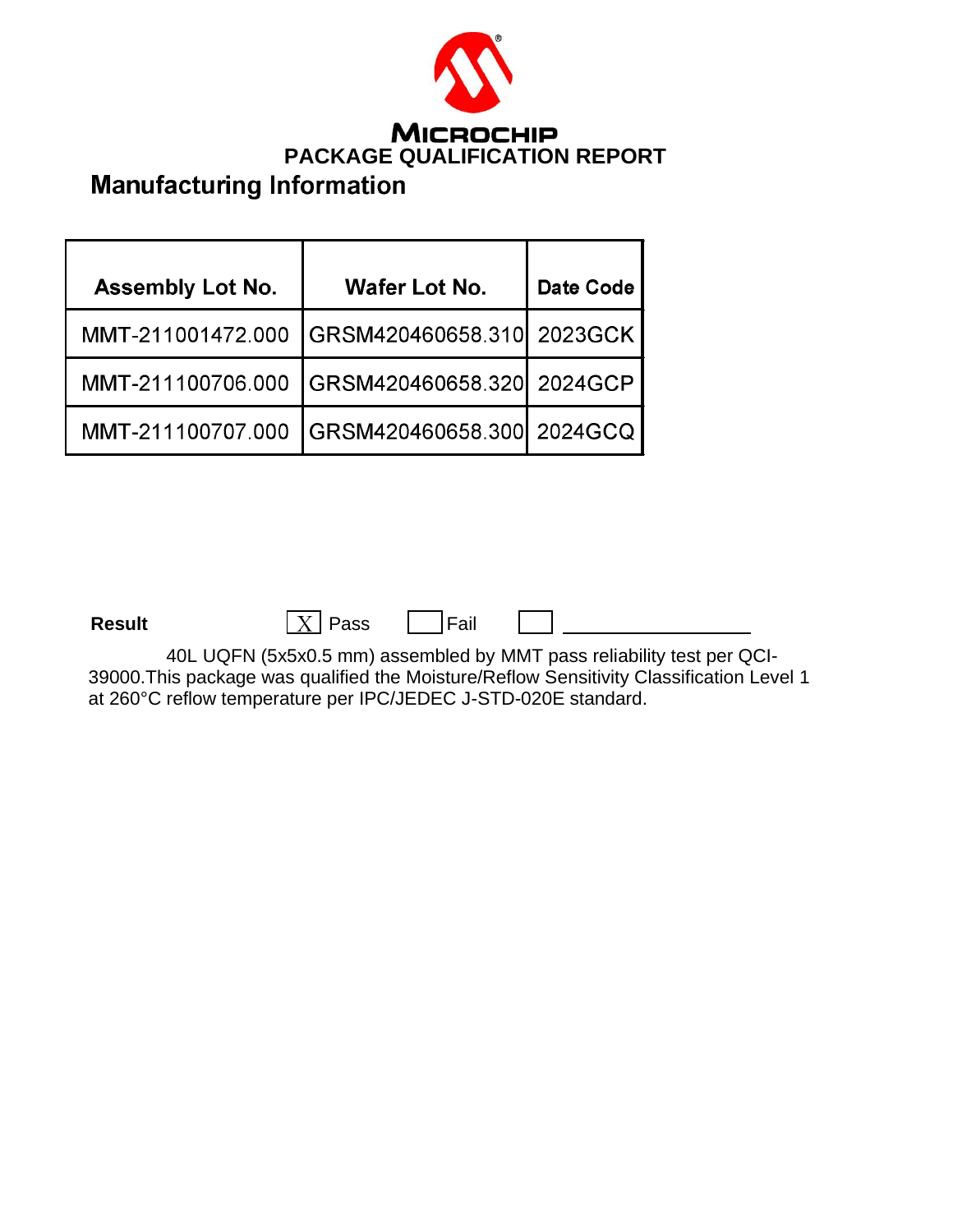MICROCHIP

# PACKAGE QUALIFICATION REPORT

## Manufacturing Information

| Assembly Lot No. | Wafer Lot No. | Date Code |
|---|---|---|
| MMT-211001472.000 | GRSM420460658.310 | 2023GCK |
| MMT-211100706.000 | GRSM420460658.320 | 2024GCP |
| MMT-211100707.000 | GRSM420460658.300 | 2024GCQ |

**Result** [X] Pass [ ] Fail [ ] ________________

40L UQFN (5x5x0.5 mm) assembled by MMT pass reliability test per QCI-39000.This package was qualified the Moisture/Reflow Sensitivity Classification Level 1 at 260°C reflow temperature per IPC/JEDEC J-STD-020E standard.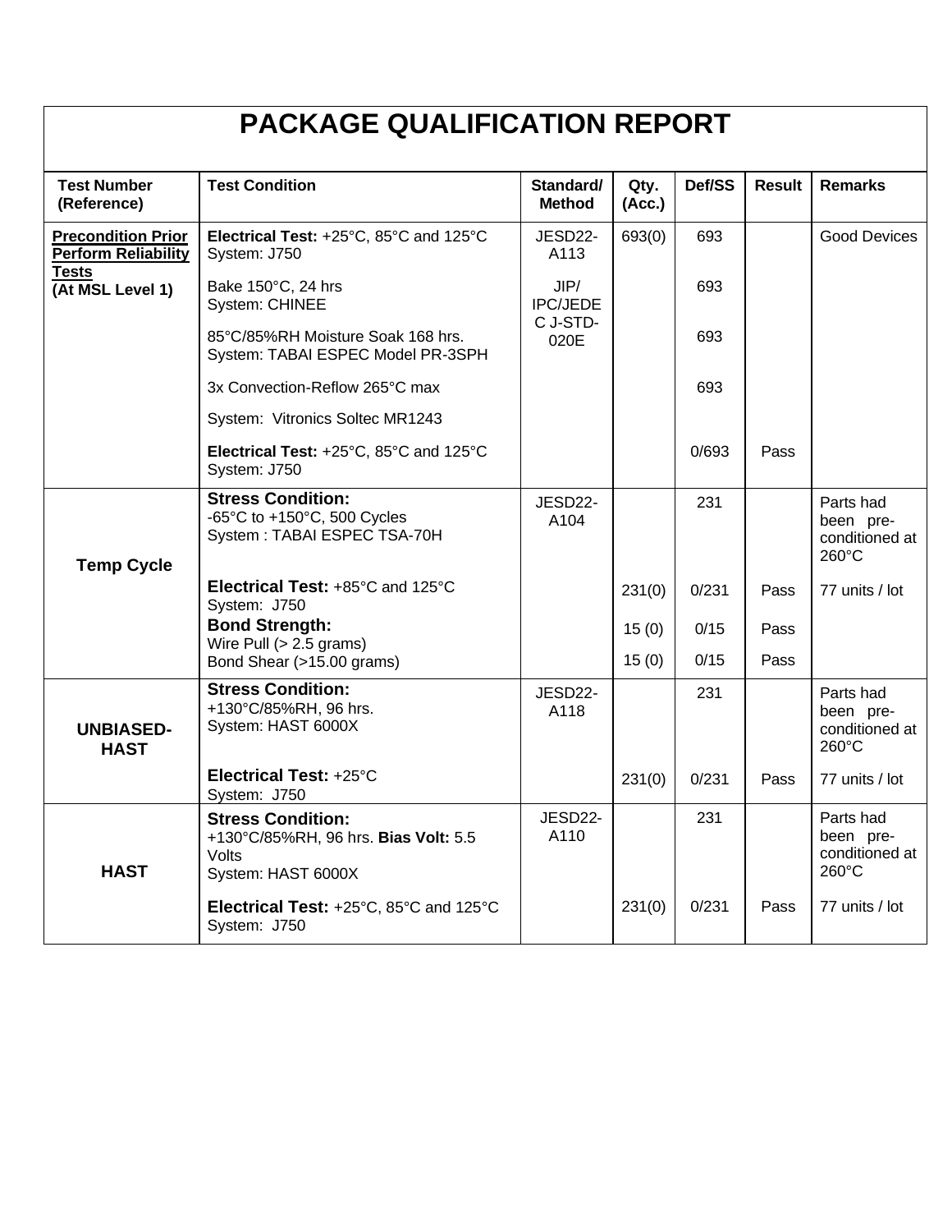# PACKAGE QUALIFICATION REPORT

| Test Number (Reference) | Test Condition | Standard/ Method | Qty. (Acc.) | Def/SS | Result | Remarks |
|---|---|---|---|---|---|---|
| **Precondition Prior Perform Reliability Tests (At MSL Level 1)** | **Electrical Test:** +25°C, 85°C and 125°C System: J750 | JESD22-A113 | 693(0) | 693 | | Good Devices |
| | Bake 150°C, 24 hrs System: CHINEE | JIP/ IPC/JEDEC J-STD-020E | | 693 | | |
| | 85°C/85%RH Moisture Soak 168 hrs. System: TABAI ESPEC Model PR-3SPH | | | 693 | | |
| | 3x Convection-Reflow 265°C max | | | 693 | | |
| | System: Vitronics Soltec MR1243 | | | | | |
| | **Electrical Test:** +25°C, 85°C and 125°C System: J750 | | | 0/693 | Pass | |
| **Temp Cycle** | **Stress Condition:** -65°C to +150°C, 500 Cycles System : TABAI ESPEC TSA-70H | JESD22-A104 | | 231 | | Parts had been pre-conditioned at 260°C |
| | **Electrical Test:** +85°C and 125°C System: J750 | | 231(0) | 0/231 | Pass | 77 units / lot |
| | **Bond Strength:** Wire Pull (> 2.5 grams) | | 15 (0) | 0/15 | Pass | |
| | Bond Shear (>15.00 grams) | | 15 (0) | 0/15 | Pass | |
| **UNBIASED-HAST** | **Stress Condition:** +130°C/85%RH, 96 hrs. System: HAST 6000X | JESD22-A118 | | 231 | | Parts had been pre-conditioned at 260°C |
| | **Electrical Test:** +25°C System: J750 | | 231(0) | 0/231 | Pass | 77 units / lot |
| **HAST** | **Stress Condition:** +130°C/85%RH, 96 hrs. **Bias Volt:** 5.5 Volts System: HAST 6000X | JESD22-A110 | | 231 | | Parts had been pre-conditioned at 260°C |
| | **Electrical Test:** +25°C, 85°C and 125°C System: J750 | | 231(0) | 0/231 | Pass | 77 units / lot |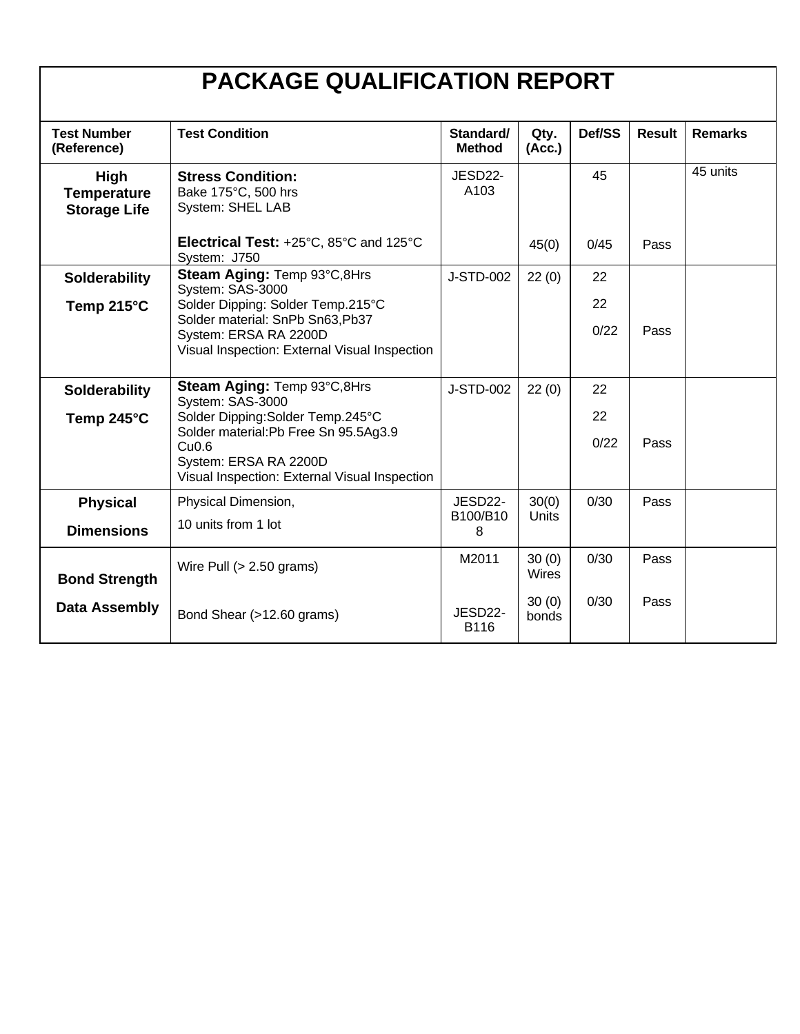# PACKAGE QUALIFICATION REPORT

| Test Number (Reference) | Test Condition | Standard/ Method | Qty. (Acc.) | Def/SS | Result | Remarks |
|---|---|---|---|---|---|---|
| **High Temperature Storage Life** | **Stress Condition:** Bake 175°C, 500 hrs System: SHEL LAB | JESD22-A103 | | 45 | | 45 units |
| | **Electrical Test:** +25°C, 85°C and 125°C System: J750 | | 45(0) | 0/45 | Pass | |
| **Solderability Temp 215°C** | **Steam Aging:** Temp 93°C,8Hrs System: SAS-3000 Solder Dipping: Solder Temp.215°C Solder material: SnPb Sn63,Pb37 System: ERSA RA 2200D Visual Inspection: External Visual Inspection | J-STD-002 | 22 (0) | 22 22 0/22 | Pass | |
| **Solderability Temp 245°C** | **Steam Aging:** Temp 93°C,8Hrs System: SAS-3000 Solder Dipping:Solder Temp.245°C Solder material:Pb Free Sn 95.5Ag3.9 Cu0.6 System: ERSA RA 2200D Visual Inspection: External Visual Inspection | J-STD-002 | 22 (0) | 22 22 0/22 | Pass | |
| **Physical Dimensions** | Physical Dimension, 10 units from 1 lot | JESD22-B100/B108 | 30(0) Units | 0/30 | Pass | |
| **Bond Strength Data Assembly** | Wire Pull (> 2.50 grams) | M2011 | 30 (0) Wires | 0/30 | Pass | |
| | Bond Shear (>12.60 grams) | JESD22-B116 | 30 (0) bonds | 0/30 | Pass | |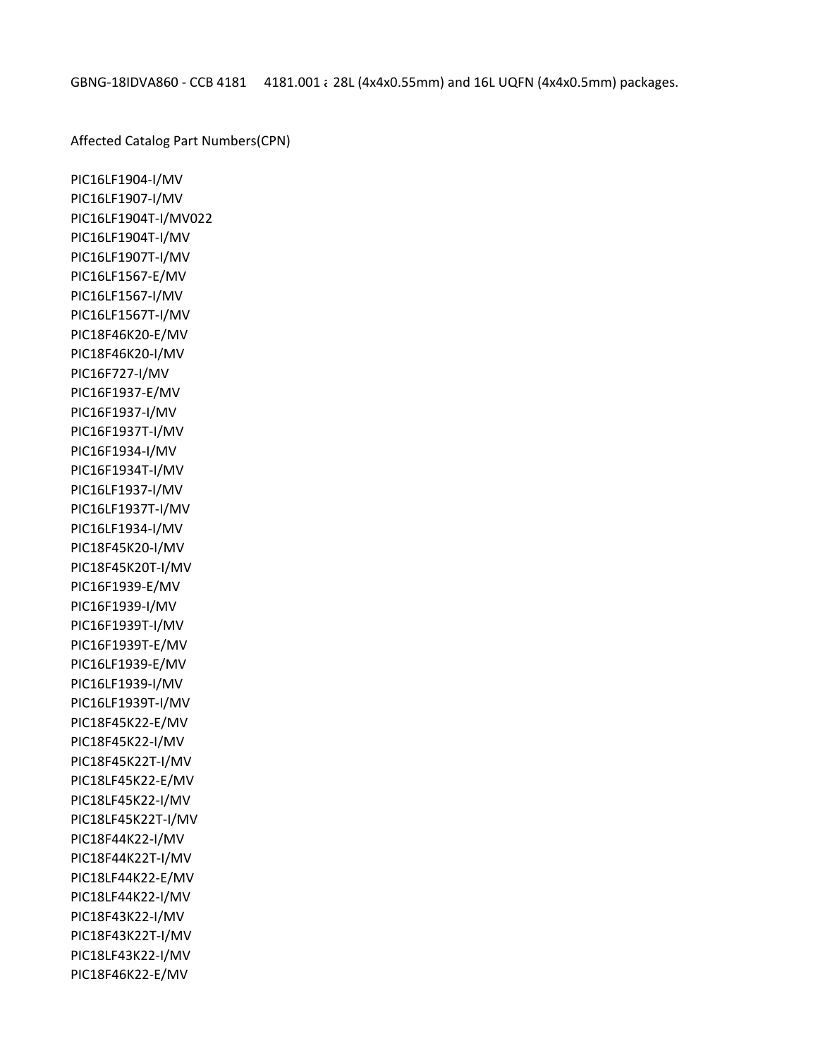GBNG-18IDVA860 - CCB 4181 4181.001 a 28L (4x4x0.55mm) and 16L UQFN (4x4x0.5mm) packages.

Affected Catalog Part Numbers(CPN)

PIC16LF1904-I/MV
PIC16LF1907-I/MV
PIC16LF1904T-I/MV022
PIC16LF1904T-I/MV
PIC16LF1907T-I/MV
PIC16LF1567-E/MV
PIC16LF1567-I/MV
PIC16LF1567T-I/MV
PIC18F46K20-E/MV
PIC18F46K20-I/MV
PIC16F727-I/MV
PIC16F1937-E/MV
PIC16F1937-I/MV
PIC16F1937T-I/MV
PIC16F1934-I/MV
PIC16F1934T-I/MV
PIC16LF1937-I/MV
PIC16LF1937T-I/MV
PIC16LF1934-I/MV
PIC18F45K20-I/MV
PIC18F45K20T-I/MV
PIC16F1939-E/MV
PIC16F1939-I/MV
PIC16F1939T-I/MV
PIC16F1939T-E/MV
PIC16LF1939-E/MV
PIC16LF1939-I/MV
PIC16LF1939T-I/MV
PIC18F45K22-E/MV
PIC18F45K22-I/MV
PIC18F45K22T-I/MV
PIC18LF45K22-E/MV
PIC18LF45K22-I/MV
PIC18LF45K22T-I/MV
PIC18F44K22-I/MV
PIC18F44K22T-I/MV
PIC18LF44K22-E/MV
PIC18LF44K22-I/MV
PIC18F43K22-I/MV
PIC18F43K22T-I/MV
PIC18LF43K22-I/MV
PIC18F46K22-E/MV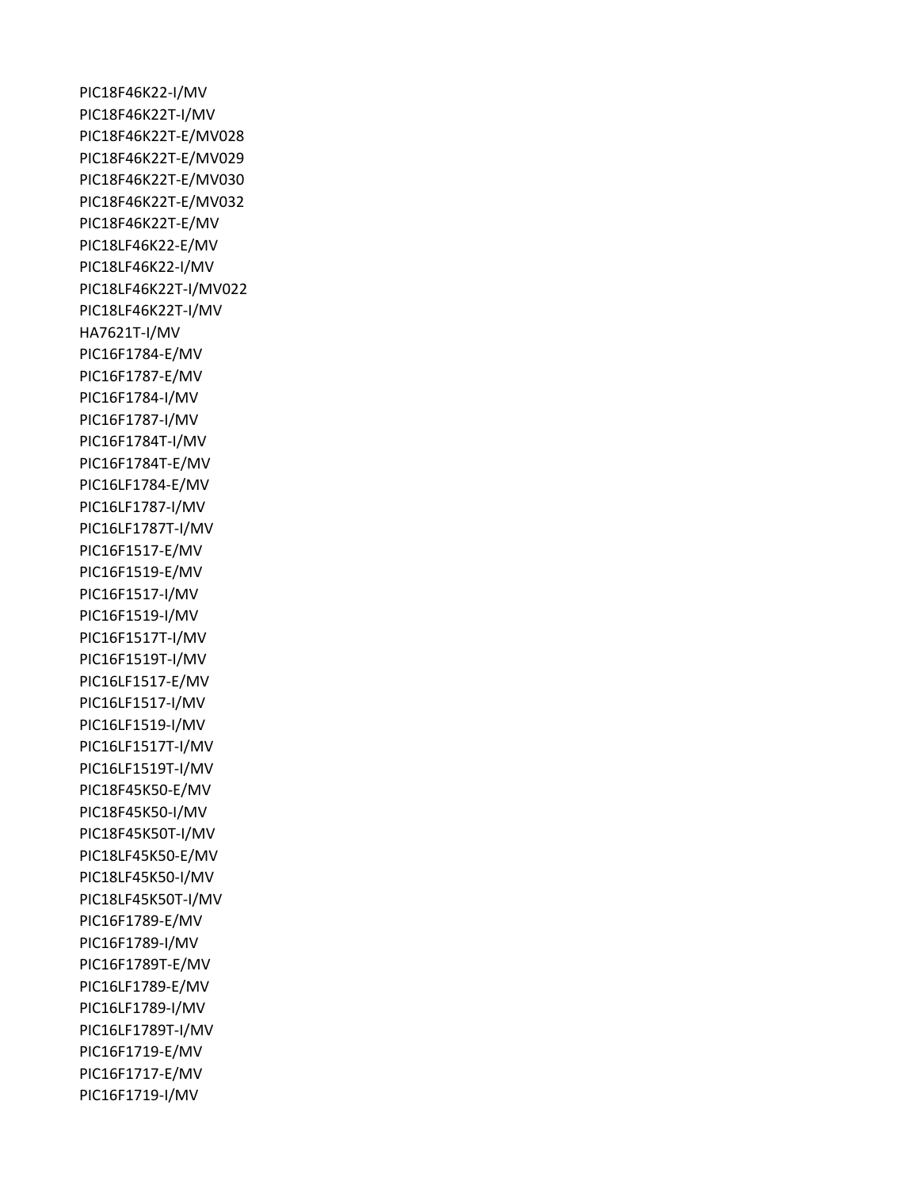PIC18F46K22-I/MV
PIC18F46K22T-I/MV
PIC18F46K22T-E/MV028
PIC18F46K22T-E/MV029
PIC18F46K22T-E/MV030
PIC18F46K22T-E/MV032
PIC18F46K22T-E/MV
PIC18LF46K22-E/MV
PIC18LF46K22-I/MV
PIC18LF46K22T-I/MV022
PIC18LF46K22T-I/MV
HA7621T-I/MV
PIC16F1784-E/MV
PIC16F1787-E/MV
PIC16F1784-I/MV
PIC16F1787-I/MV
PIC16F1784T-I/MV
PIC16F1784T-E/MV
PIC16LF1784-E/MV
PIC16LF1787-I/MV
PIC16LF1787T-I/MV
PIC16F1517-E/MV
PIC16F1519-E/MV
PIC16F1517-I/MV
PIC16F1519-I/MV
PIC16F1517T-I/MV
PIC16F1519T-I/MV
PIC16LF1517-E/MV
PIC16LF1517-I/MV
PIC16LF1519-I/MV
PIC16LF1517T-I/MV
PIC16LF1519T-I/MV
PIC18F45K50-E/MV
PIC18F45K50-I/MV
PIC18F45K50T-I/MV
PIC18LF45K50-E/MV
PIC18LF45K50-I/MV
PIC18LF45K50T-I/MV
PIC16F1789-E/MV
PIC16F1789-I/MV
PIC16F1789T-E/MV
PIC16LF1789-E/MV
PIC16LF1789-I/MV
PIC16LF1789T-I/MV
PIC16F1719-E/MV
PIC16F1717-E/MV
PIC16F1719-I/MV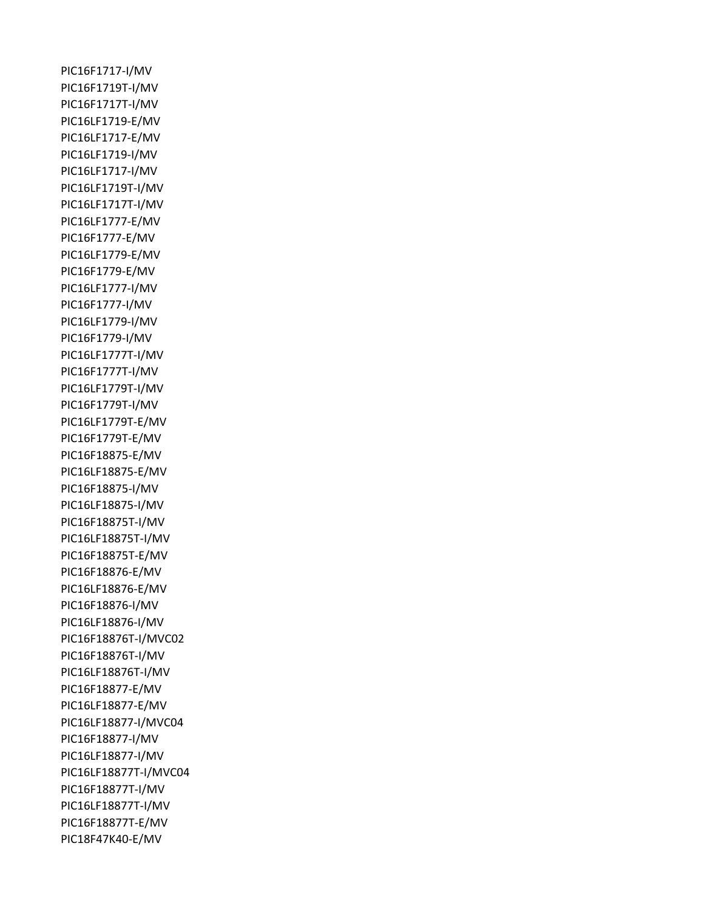PIC16F1717-I/MV
PIC16F1719T-I/MV
PIC16F1717T-I/MV
PIC16LF1719-E/MV
PIC16LF1717-E/MV
PIC16LF1719-I/MV
PIC16LF1717-I/MV
PIC16LF1719T-I/MV
PIC16LF1717T-I/MV
PIC16LF1777-E/MV
PIC16F1777-E/MV
PIC16LF1779-E/MV
PIC16F1779-E/MV
PIC16LF1777-I/MV
PIC16F1777-I/MV
PIC16LF1779-I/MV
PIC16F1779-I/MV
PIC16LF1777T-I/MV
PIC16F1777T-I/MV
PIC16LF1779T-I/MV
PIC16F1779T-I/MV
PIC16LF1779T-E/MV
PIC16F1779T-E/MV
PIC16F18875-E/MV
PIC16LF18875-E/MV
PIC16F18875-I/MV
PIC16LF18875-I/MV
PIC16F18875T-I/MV
PIC16LF18875T-I/MV
PIC16F18875T-E/MV
PIC16F18876-E/MV
PIC16LF18876-E/MV
PIC16F18876-I/MV
PIC16LF18876-I/MV
PIC16F18876T-I/MVC02
PIC16F18876T-I/MV
PIC16LF18876T-I/MV
PIC16F18877-E/MV
PIC16LF18877-E/MV
PIC16LF18877-I/MVC04
PIC16F18877-I/MV
PIC16LF18877-I/MV
PIC16LF18877T-I/MVC04
PIC16F18877T-I/MV
PIC16LF18877T-I/MV
PIC16F18877T-E/MV
PIC18F47K40-E/MV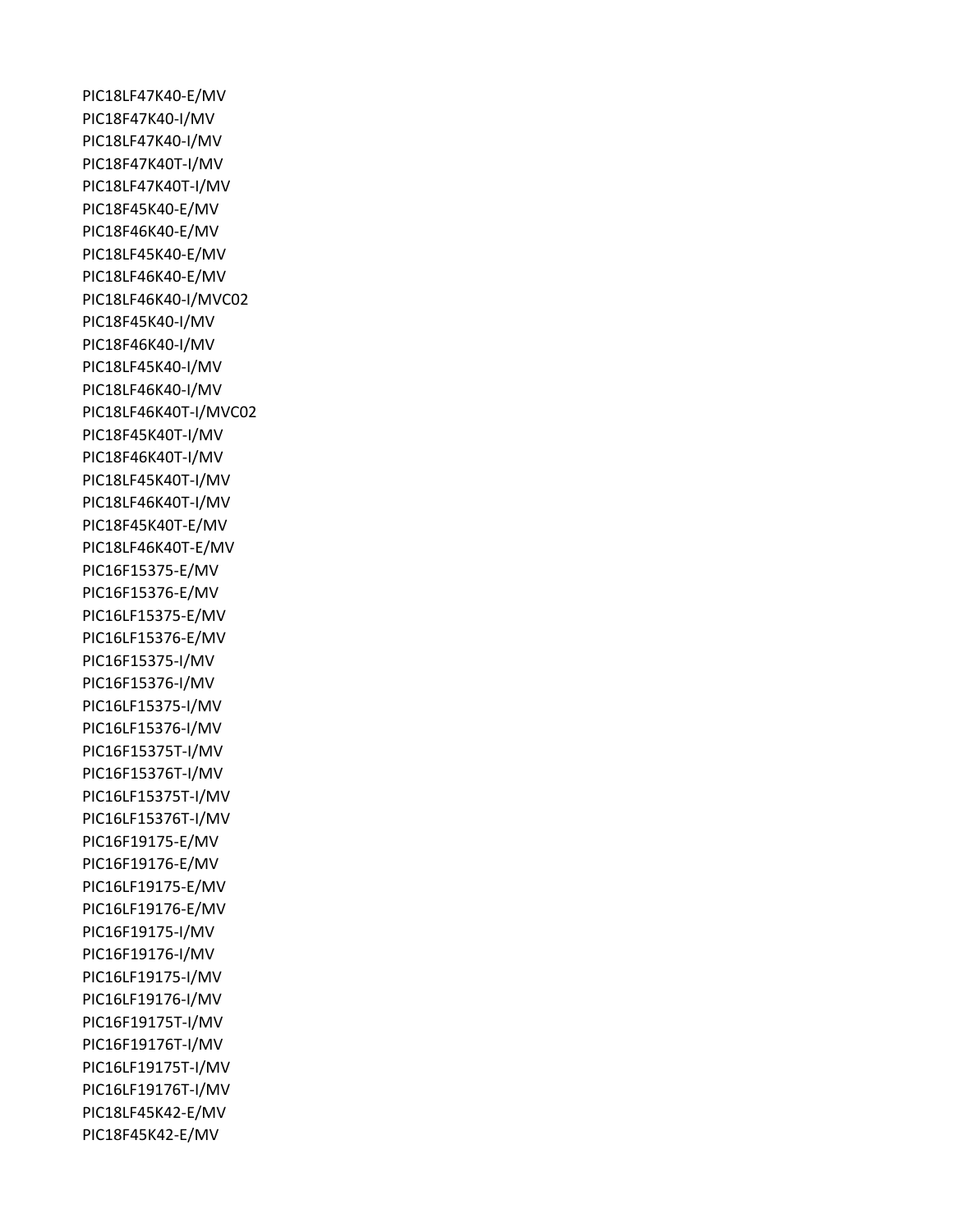PIC18LF47K40-E/MV
PIC18F47K40-I/MV
PIC18LF47K40-I/MV
PIC18F47K40T-I/MV
PIC18LF47K40T-I/MV
PIC18F45K40-E/MV
PIC18F46K40-E/MV
PIC18LF45K40-E/MV
PIC18LF46K40-E/MV
PIC18LF46K40-I/MVC02
PIC18F45K40-I/MV
PIC18F46K40-I/MV
PIC18LF45K40-I/MV
PIC18LF46K40-I/MV
PIC18LF46K40T-I/MVC02
PIC18F45K40T-I/MV
PIC18F46K40T-I/MV
PIC18LF45K40T-I/MV
PIC18LF46K40T-I/MV
PIC18F45K40T-E/MV
PIC18LF46K40T-E/MV
PIC16F15375-E/MV
PIC16F15376-E/MV
PIC16LF15375-E/MV
PIC16LF15376-E/MV
PIC16F15375-I/MV
PIC16F15376-I/MV
PIC16LF15375-I/MV
PIC16LF15376-I/MV
PIC16F15375T-I/MV
PIC16F15376T-I/MV
PIC16LF15375T-I/MV
PIC16LF15376T-I/MV
PIC16F19175-E/MV
PIC16F19176-E/MV
PIC16LF19175-E/MV
PIC16LF19176-E/MV
PIC16F19175-I/MV
PIC16F19176-I/MV
PIC16LF19175-I/MV
PIC16LF19176-I/MV
PIC16F19175T-I/MV
PIC16F19176T-I/MV
PIC16LF19175T-I/MV
PIC16LF19176T-I/MV
PIC18LF45K42-E/MV
PIC18F45K42-E/MV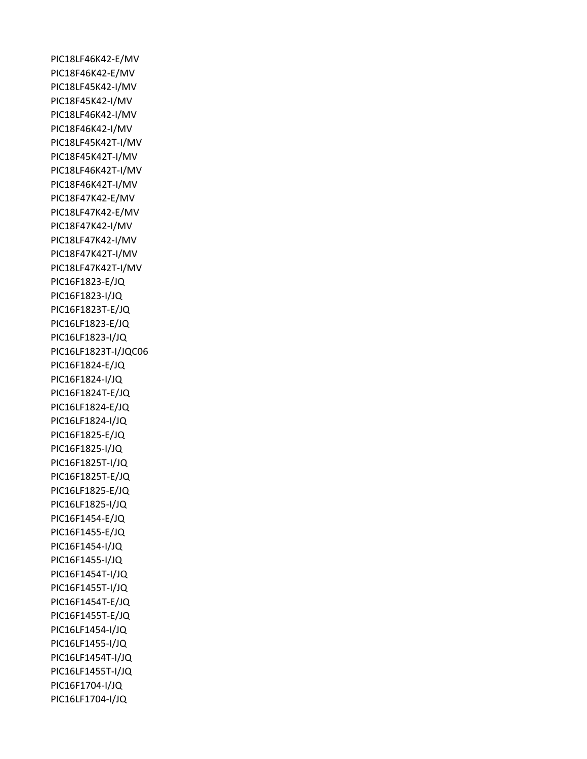PIC18LF46K42-E/MV
PIC18F46K42-E/MV
PIC18LF45K42-I/MV
PIC18F45K42-I/MV
PIC18LF46K42-I/MV
PIC18F46K42-I/MV
PIC18LF45K42T-I/MV
PIC18F45K42T-I/MV
PIC18LF46K42T-I/MV
PIC18F46K42T-I/MV
PIC18F47K42-E/MV
PIC18LF47K42-E/MV
PIC18F47K42-I/MV
PIC18LF47K42-I/MV
PIC18F47K42T-I/MV
PIC18LF47K42T-I/MV
PIC16F1823-E/JQ
PIC16F1823-I/JQ
PIC16F1823T-E/JQ
PIC16LF1823-E/JQ
PIC16LF1823-I/JQ
PIC16LF1823T-I/JQC06
PIC16F1824-E/JQ
PIC16F1824-I/JQ
PIC16F1824T-E/JQ
PIC16LF1824-E/JQ
PIC16LF1824-I/JQ
PIC16F1825-E/JQ
PIC16F1825-I/JQ
PIC16F1825T-I/JQ
PIC16F1825T-E/JQ
PIC16LF1825-E/JQ
PIC16LF1825-I/JQ
PIC16F1454-E/JQ
PIC16F1455-E/JQ
PIC16F1454-I/JQ
PIC16F1455-I/JQ
PIC16F1454T-I/JQ
PIC16F1455T-I/JQ
PIC16F1454T-E/JQ
PIC16F1455T-E/JQ
PIC16LF1454-I/JQ
PIC16LF1455-I/JQ
PIC16LF1454T-I/JQ
PIC16LF1455T-I/JQ
PIC16F1704-I/JQ
PIC16LF1704-I/JQ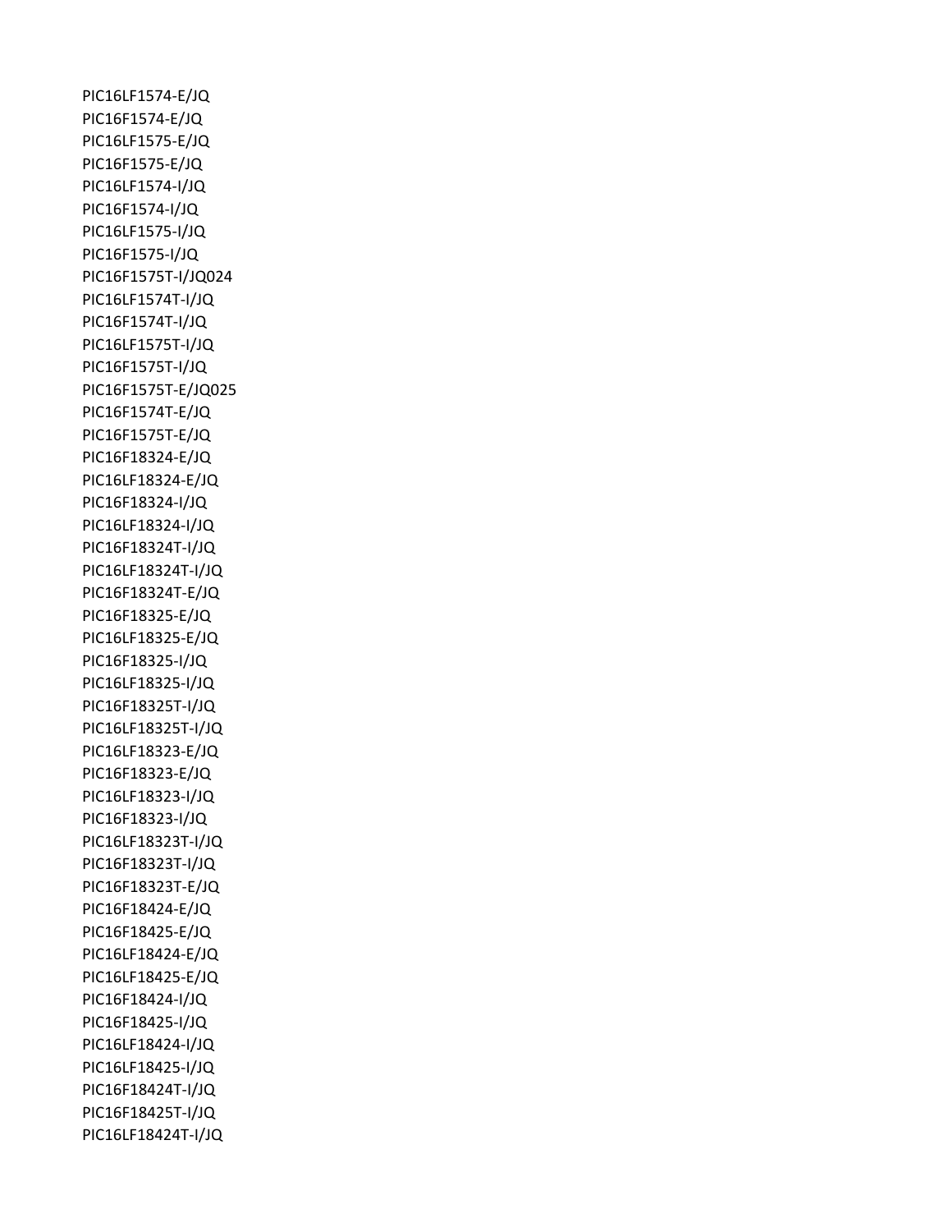PIC16LF1574-E/JQ
PIC16F1574-E/JQ
PIC16LF1575-E/JQ
PIC16F1575-E/JQ
PIC16LF1574-I/JQ
PIC16F1574-I/JQ
PIC16LF1575-I/JQ
PIC16F1575-I/JQ
PIC16F1575T-I/JQ024
PIC16LF1574T-I/JQ
PIC16F1574T-I/JQ
PIC16LF1575T-I/JQ
PIC16F1575T-I/JQ
PIC16F1575T-E/JQ025
PIC16F1574T-E/JQ
PIC16F1575T-E/JQ
PIC16F18324-E/JQ
PIC16LF18324-E/JQ
PIC16F18324-I/JQ
PIC16LF18324-I/JQ
PIC16F18324T-I/JQ
PIC16LF18324T-I/JQ
PIC16F18324T-E/JQ
PIC16F18325-E/JQ
PIC16LF18325-E/JQ
PIC16F18325-I/JQ
PIC16LF18325-I/JQ
PIC16F18325T-I/JQ
PIC16LF18325T-I/JQ
PIC16LF18323-E/JQ
PIC16F18323-E/JQ
PIC16LF18323-I/JQ
PIC16F18323-I/JQ
PIC16LF18323T-I/JQ
PIC16F18323T-I/JQ
PIC16F18323T-E/JQ
PIC16F18424-E/JQ
PIC16F18425-E/JQ
PIC16LF18424-E/JQ
PIC16LF18425-E/JQ
PIC16F18424-I/JQ
PIC16F18425-I/JQ
PIC16LF18424-I/JQ
PIC16LF18425-I/JQ
PIC16F18424T-I/JQ
PIC16F18425T-I/JQ
PIC16LF18424T-I/JQ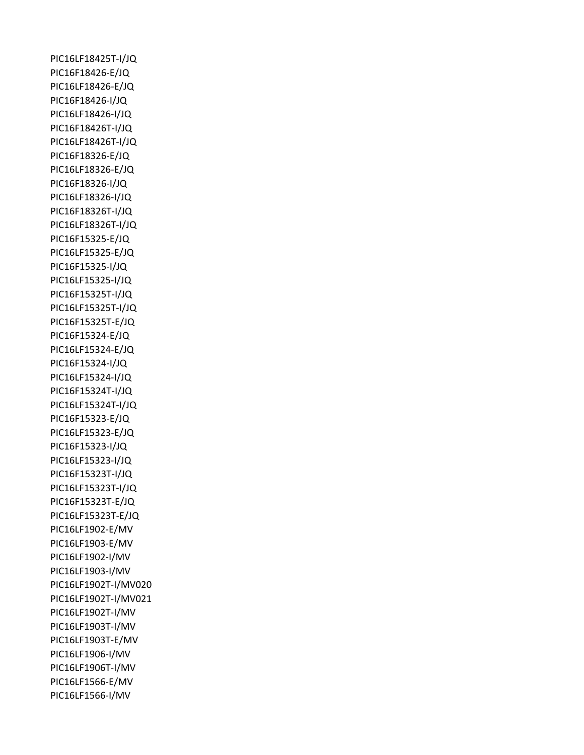PIC16LF18425T-I/JQ
PIC16F18426-E/JQ
PIC16LF18426-E/JQ
PIC16F18426-I/JQ
PIC16LF18426-I/JQ
PIC16F18426T-I/JQ
PIC16LF18426T-I/JQ
PIC16F18326-E/JQ
PIC16LF18326-E/JQ
PIC16F18326-I/JQ
PIC16LF18326-I/JQ
PIC16F18326T-I/JQ
PIC16LF18326T-I/JQ
PIC16F15325-E/JQ
PIC16LF15325-E/JQ
PIC16F15325-I/JQ
PIC16LF15325-I/JQ
PIC16F15325T-I/JQ
PIC16LF15325T-I/JQ
PIC16F15325T-E/JQ
PIC16F15324-E/JQ
PIC16LF15324-E/JQ
PIC16F15324-I/JQ
PIC16LF15324-I/JQ
PIC16F15324T-I/JQ
PIC16LF15324T-I/JQ
PIC16F15323-E/JQ
PIC16LF15323-E/JQ
PIC16F15323-I/JQ
PIC16LF15323-I/JQ
PIC16F15323T-I/JQ
PIC16LF15323T-I/JQ
PIC16F15323T-E/JQ
PIC16LF15323T-E/JQ
PIC16LF1902-E/MV
PIC16LF1903-E/MV
PIC16LF1902-I/MV
PIC16LF1903-I/MV
PIC16LF1902T-I/MV020
PIC16LF1902T-I/MV021
PIC16LF1902T-I/MV
PIC16LF1903T-I/MV
PIC16LF1903T-E/MV
PIC16LF1906-I/MV
PIC16LF1906T-I/MV
PIC16LF1566-E/MV
PIC16LF1566-I/MV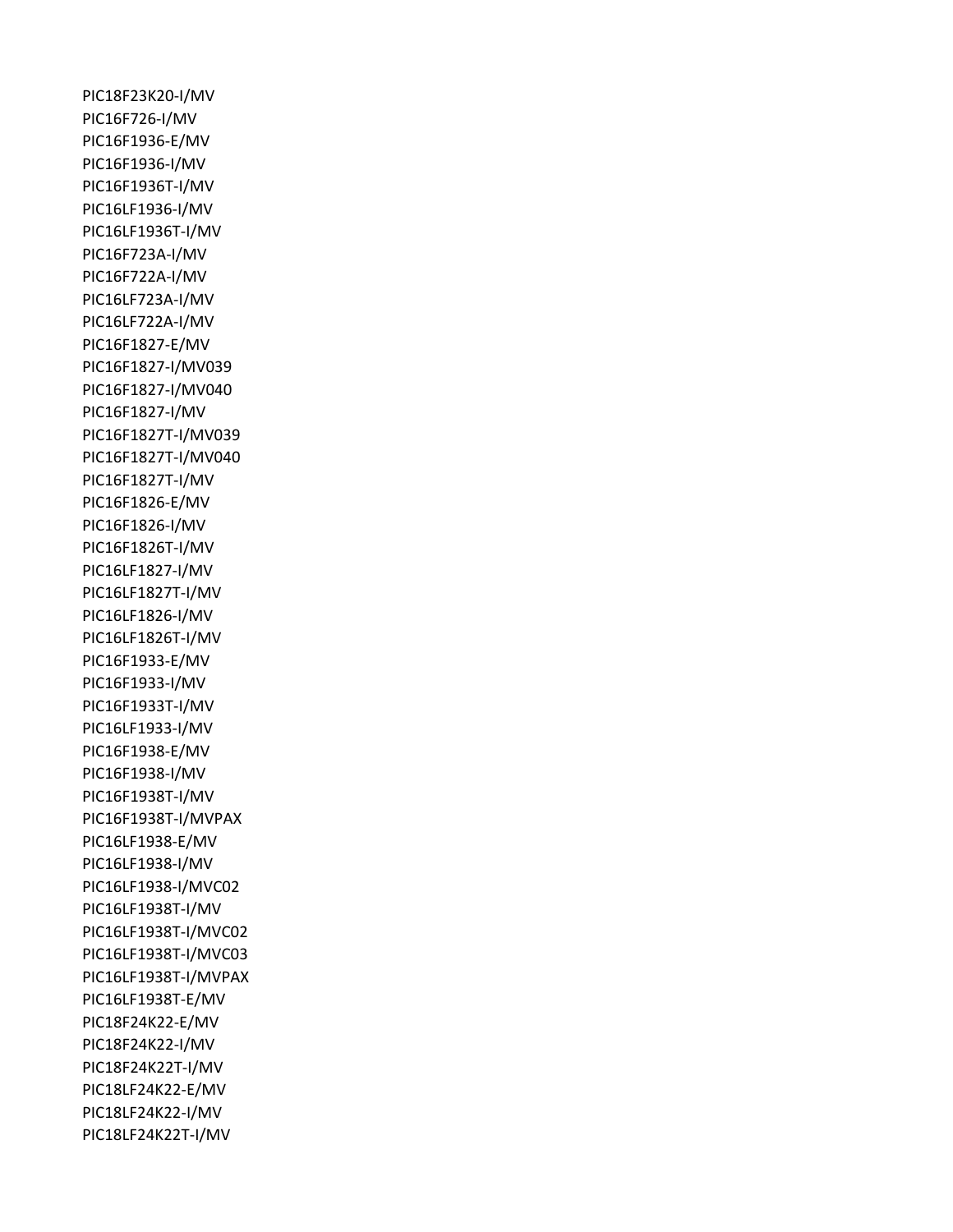PIC18F23K20-I/MV
PIC16F726-I/MV
PIC16F1936-E/MV
PIC16F1936-I/MV
PIC16F1936T-I/MV
PIC16LF1936-I/MV
PIC16LF1936T-I/MV
PIC16F723A-I/MV
PIC16F722A-I/MV
PIC16LF723A-I/MV
PIC16LF722A-I/MV
PIC16F1827-E/MV
PIC16F1827-I/MV039
PIC16F1827-I/MV040
PIC16F1827-I/MV
PIC16F1827T-I/MV039
PIC16F1827T-I/MV040
PIC16F1827T-I/MV
PIC16F1826-E/MV
PIC16F1826-I/MV
PIC16F1826T-I/MV
PIC16LF1827-I/MV
PIC16LF1827T-I/MV
PIC16LF1826-I/MV
PIC16LF1826T-I/MV
PIC16F1933-E/MV
PIC16F1933-I/MV
PIC16F1933T-I/MV
PIC16LF1933-I/MV
PIC16F1938-E/MV
PIC16F1938-I/MV
PIC16F1938T-I/MV
PIC16F1938T-I/MVPAX
PIC16LF1938-E/MV
PIC16LF1938-I/MV
PIC16LF1938-I/MVC02
PIC16LF1938T-I/MV
PIC16LF1938T-I/MVC02
PIC16LF1938T-I/MVC03
PIC16LF1938T-I/MVPAX
PIC16LF1938T-E/MV
PIC18F24K22-E/MV
PIC18F24K22-I/MV
PIC18F24K22T-I/MV
PIC18LF24K22-E/MV
PIC18LF24K22-I/MV
PIC18LF24K22T-I/MV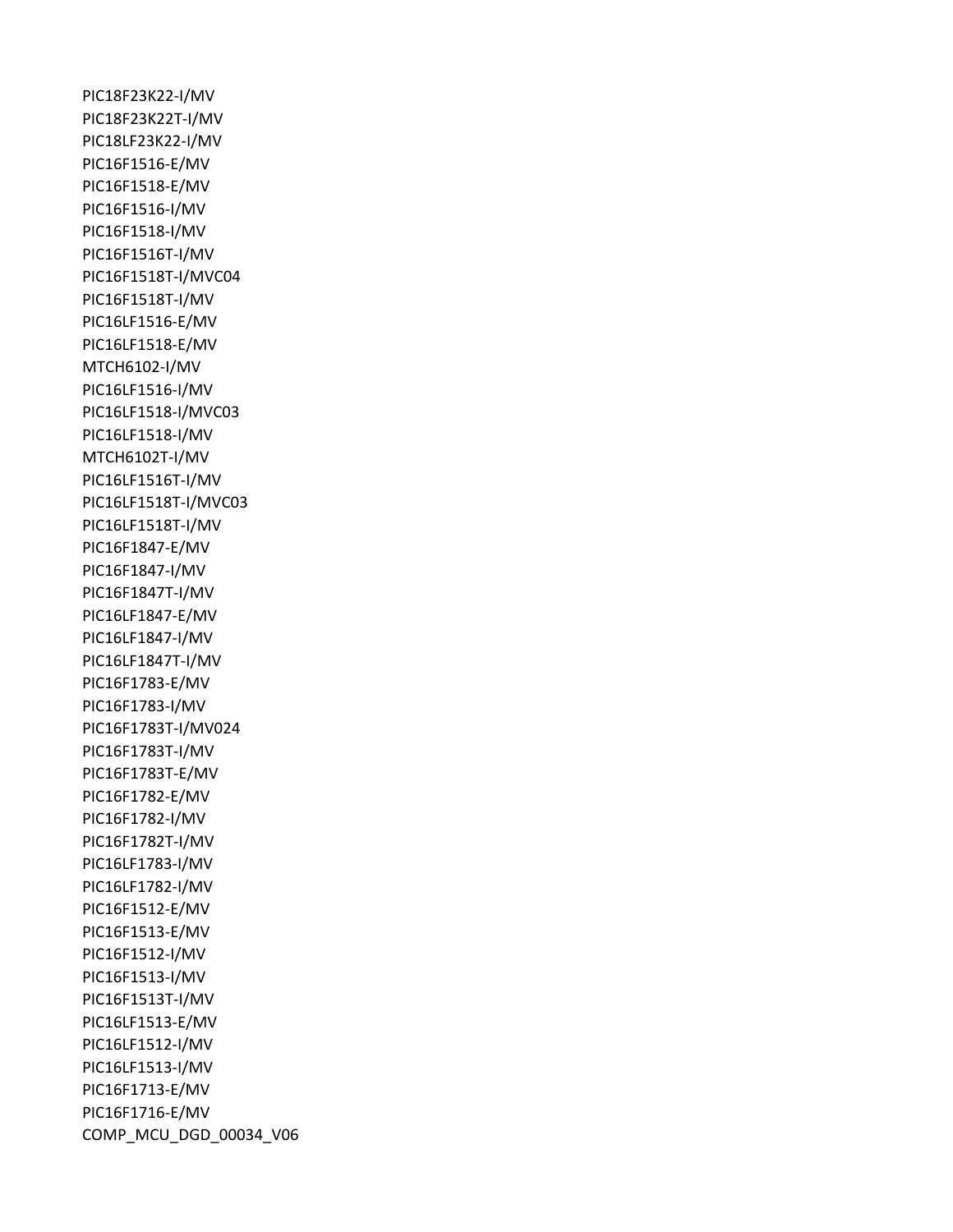PIC18F23K22-I/MV
PIC18F23K22T-I/MV
PIC18LF23K22-I/MV
PIC16F1516-E/MV
PIC16F1518-E/MV
PIC16F1516-I/MV
PIC16F1518-I/MV
PIC16F1516T-I/MV
PIC16F1518T-I/MVC04
PIC16F1518T-I/MV
PIC16LF1516-E/MV
PIC16LF1518-E/MV
MTCH6102-I/MV
PIC16LF1516-I/MV
PIC16LF1518-I/MVC03
PIC16LF1518-I/MV
MTCH6102T-I/MV
PIC16LF1516T-I/MV
PIC16LF1518T-I/MVC03
PIC16LF1518T-I/MV
PIC16F1847-E/MV
PIC16F1847-I/MV
PIC16F1847T-I/MV
PIC16LF1847-E/MV
PIC16LF1847-I/MV
PIC16LF1847T-I/MV
PIC16F1783-E/MV
PIC16F1783-I/MV
PIC16F1783T-I/MV024
PIC16F1783T-I/MV
PIC16F1783T-E/MV
PIC16F1782-E/MV
PIC16F1782-I/MV
PIC16F1782T-I/MV
PIC16LF1783-I/MV
PIC16LF1782-I/MV
PIC16F1512-E/MV
PIC16F1513-E/MV
PIC16F1512-I/MV
PIC16F1513-I/MV
PIC16F1513T-I/MV
PIC16LF1513-E/MV
PIC16LF1512-I/MV
PIC16LF1513-I/MV
PIC16F1713-E/MV
PIC16F1716-E/MV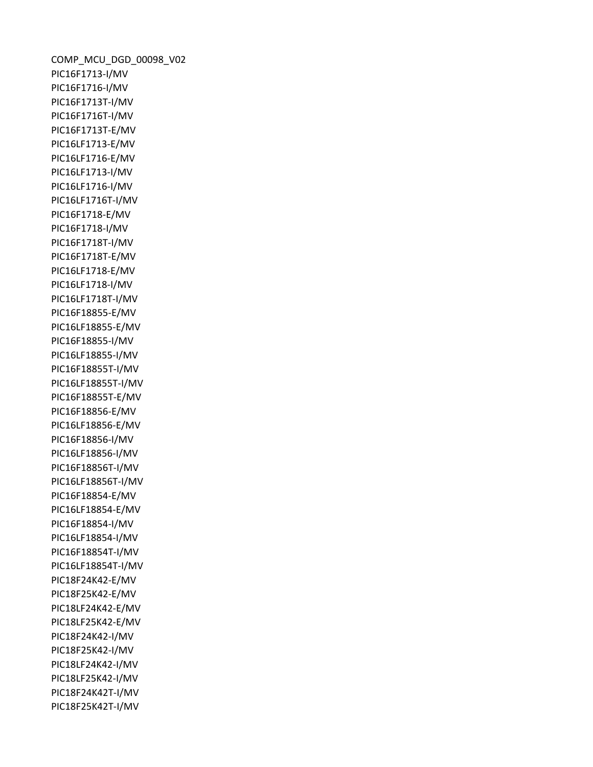COMP_MCU_DGD_00098_V02

PIC16F1713-I/MV

PIC16F1716-I/MV

PIC16F1713T-I/MV

PIC16F1716T-I/MV

PIC16F1713T-E/MV

PIC16LF1713-E/MV

PIC16LF1716-E/MV

PIC16LF1713-I/MV

PIC16LF1716-I/MV

PIC16LF1716T-I/MV

PIC16F1718-E/MV

PIC16F1718-I/MV

PIC16F1718T-I/MV

PIC16F1718T-E/MV

PIC16LF1718-E/MV

PIC16LF1718-I/MV

PIC16LF1718T-I/MV

PIC16F18855-E/MV

PIC16LF18855-E/MV

PIC16F18855-I/MV

PIC16LF18855-I/MV

PIC16F18855T-I/MV

PIC16LF18855T-I/MV

PIC16F18855T-E/MV

PIC16F18856-E/MV

PIC16LF18856-E/MV

PIC16F18856-I/MV

PIC16LF18856-I/MV

PIC16F18856T-I/MV

PIC16LF18856T-I/MV

PIC16F18854-E/MV

PIC16LF18854-E/MV

PIC16F18854-I/MV

PIC16LF18854-I/MV

PIC16F18854T-I/MV

PIC16LF18854T-I/MV

PIC18F24K42-E/MV

PIC18F25K42-E/MV

PIC18LF24K42-E/MV

PIC18LF25K42-E/MV

PIC18F24K42-I/MV

PIC18F25K42-I/MV

PIC18LF24K42-I/MV

PIC18LF25K42-I/MV

PIC18F24K42T-I/MV

PIC18F25K42T-I/MV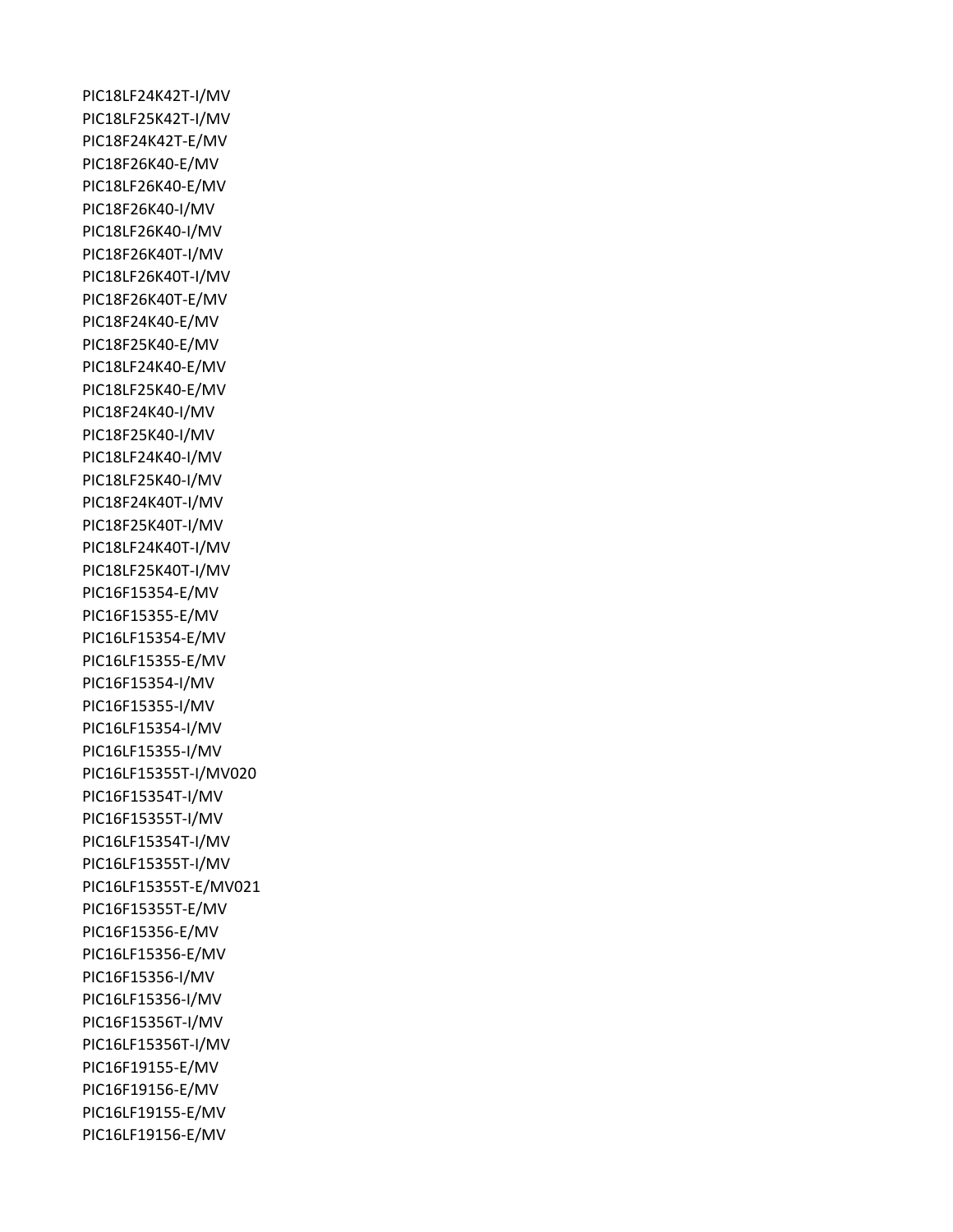PIC18LF24K42T-I/MV
PIC18LF25K42T-I/MV
PIC18F24K42T-E/MV
PIC18F26K40-E/MV
PIC18LF26K40-E/MV
PIC18F26K40-I/MV
PIC18LF26K40-I/MV
PIC18F26K40T-I/MV
PIC18LF26K40T-I/MV
PIC18F26K40T-E/MV
PIC18F24K40-E/MV
PIC18F25K40-E/MV
PIC18LF24K40-E/MV
PIC18LF25K40-E/MV
PIC18F24K40-I/MV
PIC18F25K40-I/MV
PIC18LF24K40-I/MV
PIC18LF25K40-I/MV
PIC18F24K40T-I/MV
PIC18F25K40T-I/MV
PIC18LF24K40T-I/MV
PIC18LF25K40T-I/MV
PIC16F15354-E/MV
PIC16F15355-E/MV
PIC16LF15354-E/MV
PIC16LF15355-E/MV
PIC16F15354-I/MV
PIC16F15355-I/MV
PIC16LF15354-I/MV
PIC16LF15355-I/MV
PIC16LF15355T-I/MV020
PIC16F15354T-I/MV
PIC16F15355T-I/MV
PIC16LF15354T-I/MV
PIC16LF15355T-I/MV
PIC16LF15355T-E/MV021
PIC16F15355T-E/MV
PIC16F15356-E/MV
PIC16LF15356-E/MV
PIC16F15356-I/MV
PIC16LF15356-I/MV
PIC16F15356T-I/MV
PIC16LF15356T-I/MV
PIC16F19155-E/MV
PIC16F19156-E/MV
PIC16LF19155-E/MV
PIC16LF19156-E/MV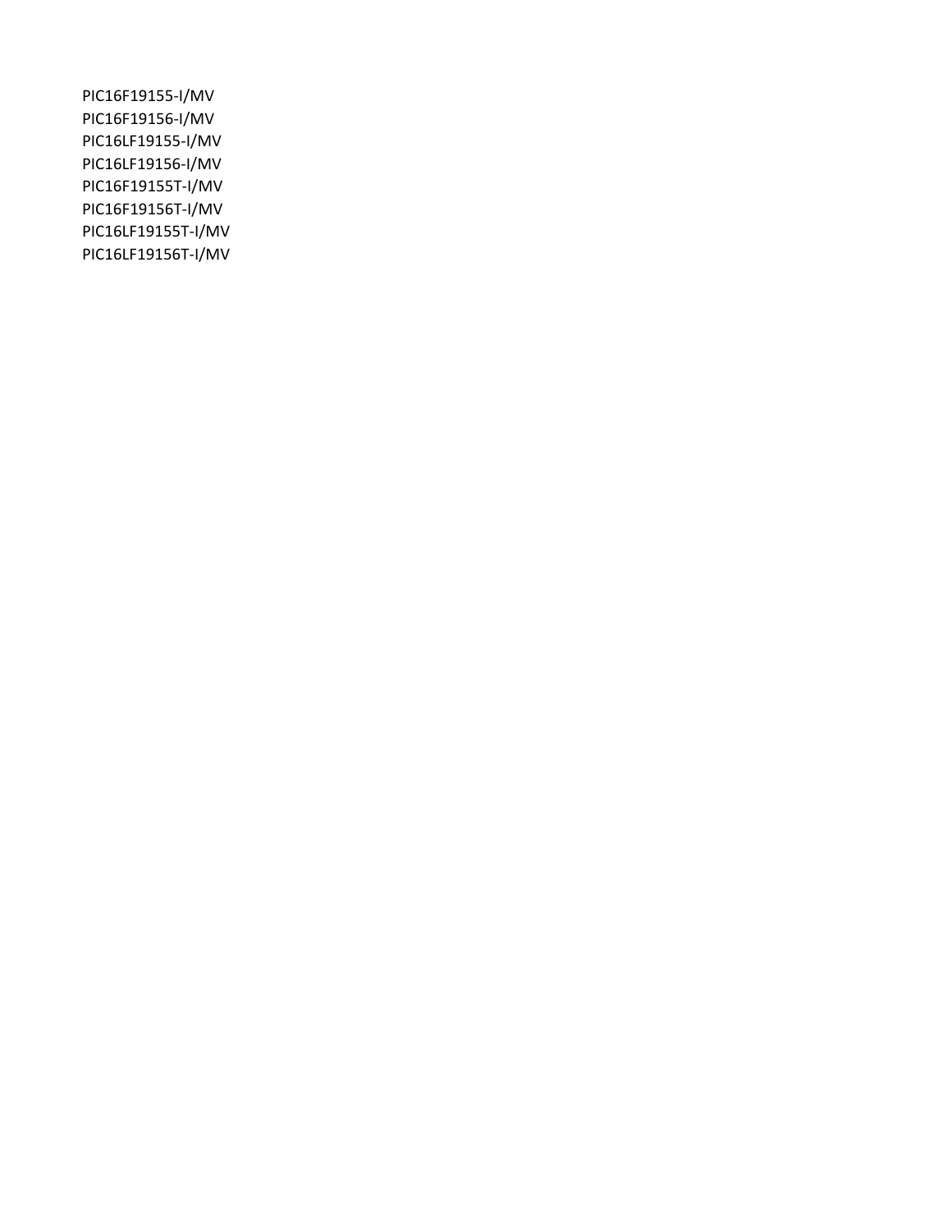PIC16F19155-I/MV
PIC16F19156-I/MV
PIC16LF19155-I/MV
PIC16LF19156-I/MV
PIC16F19155T-I/MV
PIC16F19156T-I/MV
PIC16LF19155T-I/MV
PIC16LF19156T-I/MV